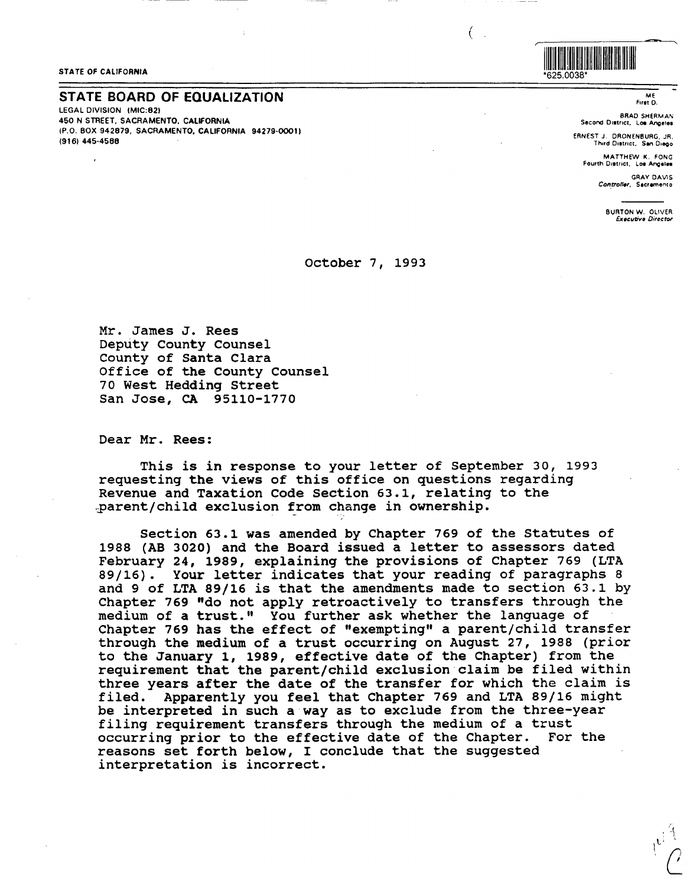STATE OF CALIFORNIA

*625.0038*

## STATE BOARD OF EQUALIZATION

LEGAL DIVISION (MIC:82)
450 N STREET, SACRAMENTO, CALIFORNIA
(P.O. BOX 942879, SACRAMENTO, CALIFORNIA 94279-0001)
(916) 445-4588

ME
First D.

BRAD SHERMAN
Second District, Los Angeles

ERNEST J. DRONENBURG, JR.
Third District, San Diego

MATTHEW K. FONG
Fourth District, Los Angeles

GRAY DAVIS
*Controller*, Sacramento

BURTON W. OLIVER
*Executive Director*

October 7, 1993

Mr. James J. Rees
Deputy County Counsel
County of Santa Clara
Office of the County Counsel
70 West Hedding Street
San Jose, CA 95110-1770

Dear Mr. Rees:

This is in response to your letter of September 30, 1993 requesting the views of this office on questions regarding Revenue and Taxation Code Section 63.1, relating to the parent/child exclusion from change in ownership.

Section 63.1 was amended by Chapter 769 of the Statutes of 1988 (AB 3020) and the Board issued a letter to assessors dated February 24, 1989, explaining the provisions of Chapter 769 (LTA 89/16). Your letter indicates that your reading of paragraphs 8 and 9 of LTA 89/16 is that the amendments made to section 63.1 by Chapter 769 "do not apply retroactively to transfers through the medium of a trust." You further ask whether the language of Chapter 769 has the effect of "exempting" a parent/child transfer through the medium of a trust occurring on August 27, 1988 (prior to the January 1, 1989, effective date of the Chapter) from the requirement that the parent/child exclusion claim be filed within three years after the date of the transfer for which the claim is filed. Apparently you feel that Chapter 769 and LTA 89/16 might be interpreted in such a way as to exclude from the three-year filing requirement transfers through the medium of a trust occurring prior to the effective date of the Chapter. For the reasons set forth below, I conclude that the suggested interpretation is incorrect.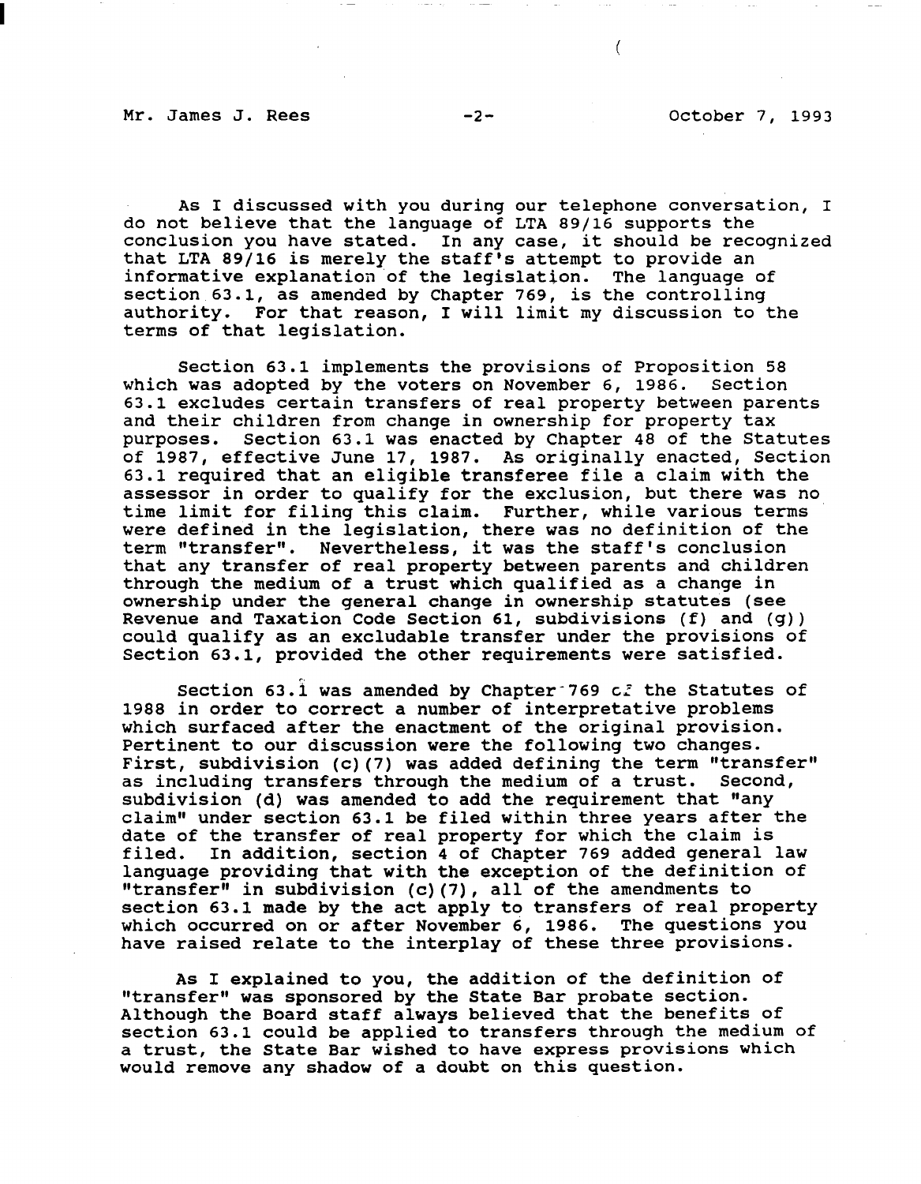As I discussed with you during our telephone conversation, I do not believe that the language of LTA 89/16 supports the conclusion you have stated. In any case, it should be recognized that LTA 89/16 is merely the staff's attempt to provide an informative explanation of the legislation. The language of section 63.1, as amended by Chapter 769, is the controlling authority. For that reason, I will limit my discussion to the terms of that legislation.

Section 63.1 implements the provisions of Proposition 58 which was adopted by the voters on November 6, 1986. Section 63.1 excludes certain transfers of real property between parents and their children from change in ownership for property tax purposes. Section 63.1 was enacted by Chapter 48 of the Statutes of 1987, effective June 17, 1987. As originally enacted, Section 63.1 required that an eligible transferee file a claim with the assessor in order to qualify for the exclusion, but there was no time limit for filing this claim. Further, while various terms were defined in the legislation, there was no definition of the term "transfer". Nevertheless, it was the staff's conclusion that any transfer of real property between parents and children through the medium of a trust which qualified as a change in ownership under the general change in ownership statutes (see Revenue and Taxation Code Section 61, subdivisions (f) and (g)) could qualify as an excludable transfer under the provisions of Section 63.1, provided the other requirements were satisfied.

Section 63.1 was amended by Chapter 769 of the Statutes of 1988 in order to correct a number of interpretative problems which surfaced after the enactment of the original provision. Pertinent to our discussion were the following two changes. First, subdivision (c)(7) was added defining the term "transfer" as including transfers through the medium of a trust. Second, subdivision (d) was amended to add the requirement that "any claim" under section 63.1 be filed within three years after the date of the transfer of real property for which the claim is filed. In addition, section 4 of Chapter 769 added general law language providing that with the exception of the definition of "transfer" in subdivision (c)(7), all of the amendments to section 63.1 made by the act apply to transfers of real property which occurred on or after November 6, 1986. The questions you have raised relate to the interplay of these three provisions.

As I explained to you, the addition of the definition of "transfer" was sponsored by the State Bar probate section. Although the Board staff always believed that the benefits of section 63.1 could be applied to transfers through the medium of a trust, the State Bar wished to have express provisions which would remove any shadow of a doubt on this question.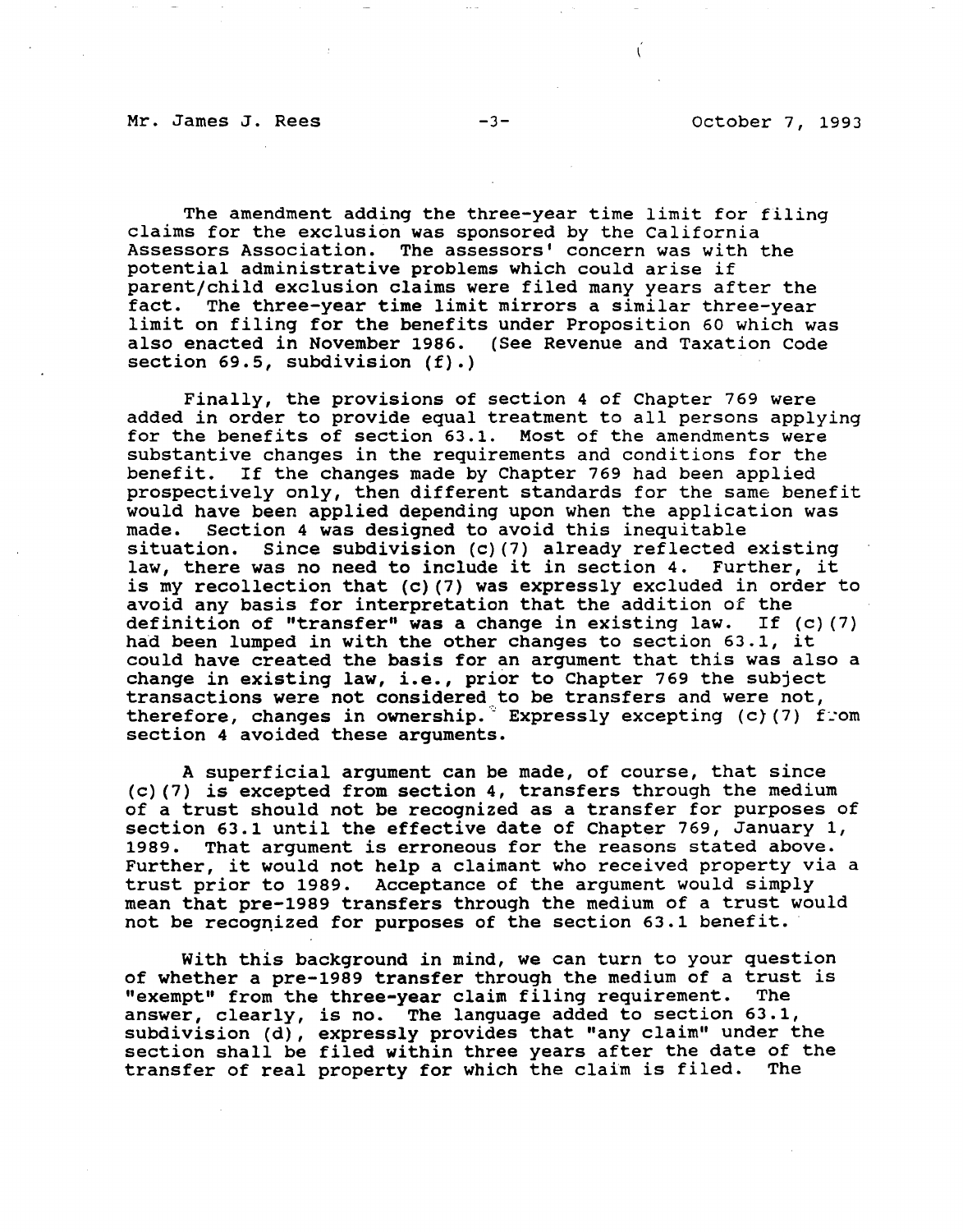The amendment adding the three-year time limit for filing claims for the exclusion was sponsored by the California Assessors Association. The assessors' concern was with the potential administrative problems which could arise if parent/child exclusion claims were filed many years after the fact. The three-year time limit mirrors a similar three-year limit on filing for the benefits under Proposition 60 which was also enacted in November 1986. (See Revenue and Taxation Code section 69.5, subdivision (f).)

Finally, the provisions of section 4 of Chapter 769 were added in order to provide equal treatment to all persons applying for the benefits of section 63.1. Most of the amendments were substantive changes in the requirements and conditions for the benefit. If the changes made by Chapter 769 had been applied prospectively only, then different standards for the same benefit would have been applied depending upon when the application was made. Section 4 was designed to avoid this inequitable situation. Since subdivision (c)(7) already reflected existing law, there was no need to include it in section 4. Further, it is my recollection that (c)(7) was expressly excluded in order to avoid any basis for interpretation that the addition of the definition of "transfer" was a change in existing law. If (c)(7) had been lumped in with the other changes to section 63.1, it could have created the basis for an argument that this was also a change in existing law, i.e., prior to Chapter 769 the subject transactions were not considered to be transfers and were not, therefore, changes in ownership. Expressly excepting (c)(7) from section 4 avoided these arguments.

A superficial argument can be made, of course, that since (c)(7) is excepted from section 4, transfers through the medium of a trust should not be recognized as a transfer for purposes of section 63.1 until the effective date of Chapter 769, January 1, 1989. That argument is erroneous for the reasons stated above. Further, it would not help a claimant who received property via a trust prior to 1989. Acceptance of the argument would simply mean that pre-1989 transfers through the medium of a trust would not be recognized for purposes of the section 63.1 benefit.

With this background in mind, we can turn to your question of whether a pre-1989 transfer through the medium of a trust is "exempt" from the three-year claim filing requirement. The answer, clearly, is no. The language added to section 63.1, subdivision (d), expressly provides that "any claim" under the section shall be filed within three years after the date of the transfer of real property for which the claim is filed. The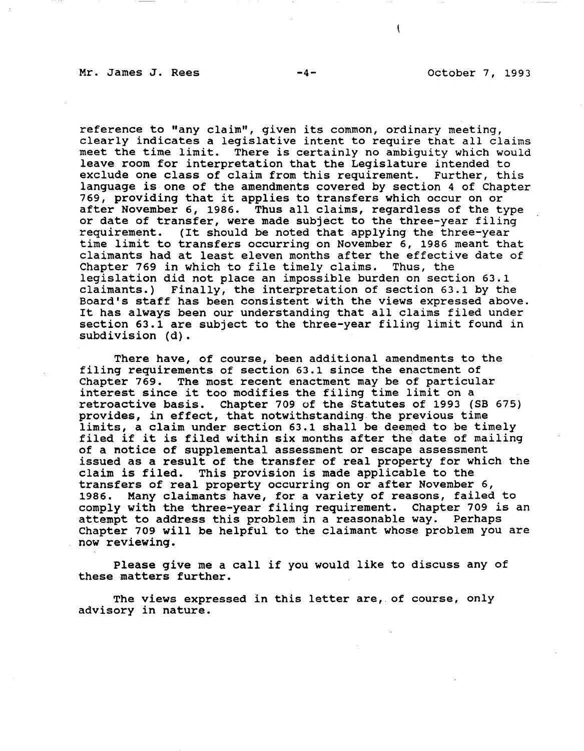reference to "any claim", given its common, ordinary meeting, clearly indicates a legislative intent to require that all claims meet the time limit. There is certainly no ambiguity which would leave room for interpretation that the Legislature intended to exclude one class of claim from this requirement. Further, this language is one of the amendments covered by section 4 of Chapter 769, providing that it applies to transfers which occur on or after November 6, 1986. Thus all claims, regardless of the type or date of transfer, were made subject to the three-year filing requirement. (It should be noted that applying the three-year time limit to transfers occurring on November 6, 1986 meant that claimants had at least eleven months after the effective date of Chapter 769 in which to file timely claims. Thus, the legislation did not place an impossible burden on section 63.1 claimants.) Finally, the interpretation of section 63.1 by the Board's staff has been consistent with the views expressed above. It has always been our understanding that all claims filed under section 63.1 are subject to the three-year filing limit found in subdivision (d).

There have, of course, been additional amendments to the filing requirements of section 63.1 since the enactment of Chapter 769. The most recent enactment may be of particular interest since it too modifies the filing time limit on a retroactive basis. Chapter 709 of the Statutes of 1993 (SB 675) provides, in effect, that notwithstanding the previous time limits, a claim under section 63.1 shall be deemed to be timely filed if it is filed within six months after the date of mailing of a notice of supplemental assessment or escape assessment issued as a result of the transfer of real property for which the claim is filed. This provision is made applicable to the transfers of real property occurring on or after November 6, 1986. Many claimants have, for a variety of reasons, failed to comply with the three-year filing requirement. Chapter 709 is an attempt to address this problem in a reasonable way. Perhaps Chapter 709 will be helpful to the claimant whose problem you are now reviewing.

Please give me a call if you would like to discuss any of these matters further.

The views expressed in this letter are, of course, only advisory in nature.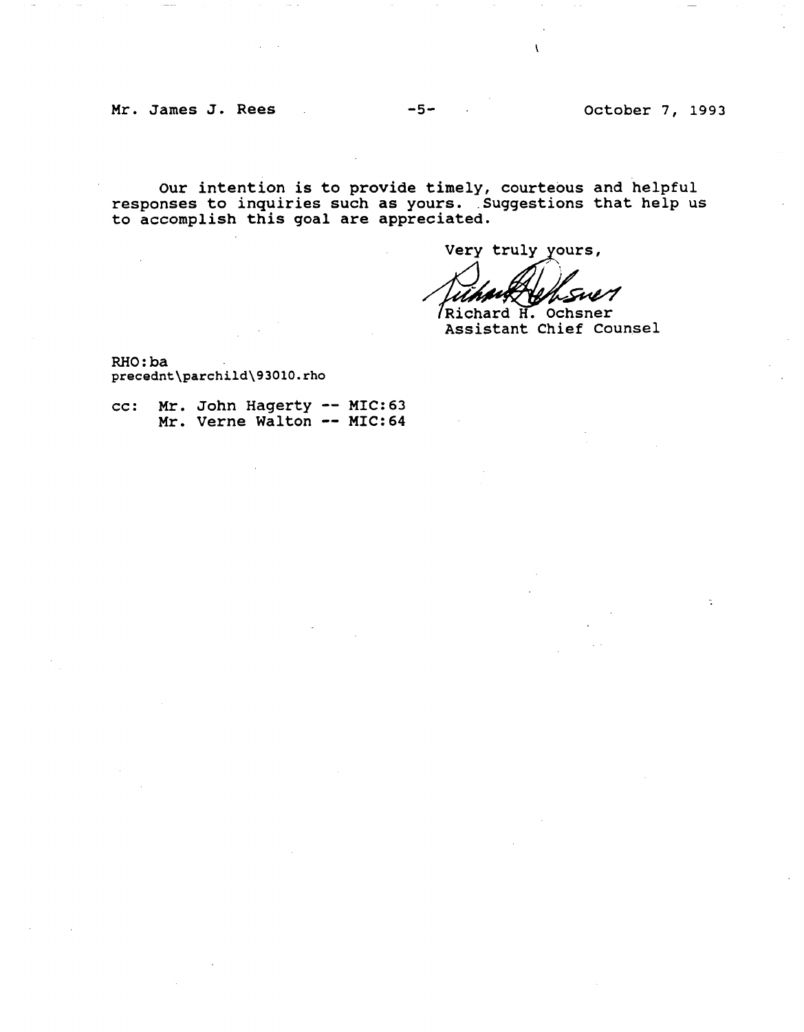Our intention is to provide timely, courteous and helpful responses to inquiries such as yours. Suggestions that help us to accomplish this goal are appreciated.

Very truly yours,

Richard H. Ochsner
Assistant Chief Counsel

RHO:ba
precednt\parchild\93010.rho

cc: Mr. John Hagerty -- MIC:63
Mr. Verne Walton -- MIC:64